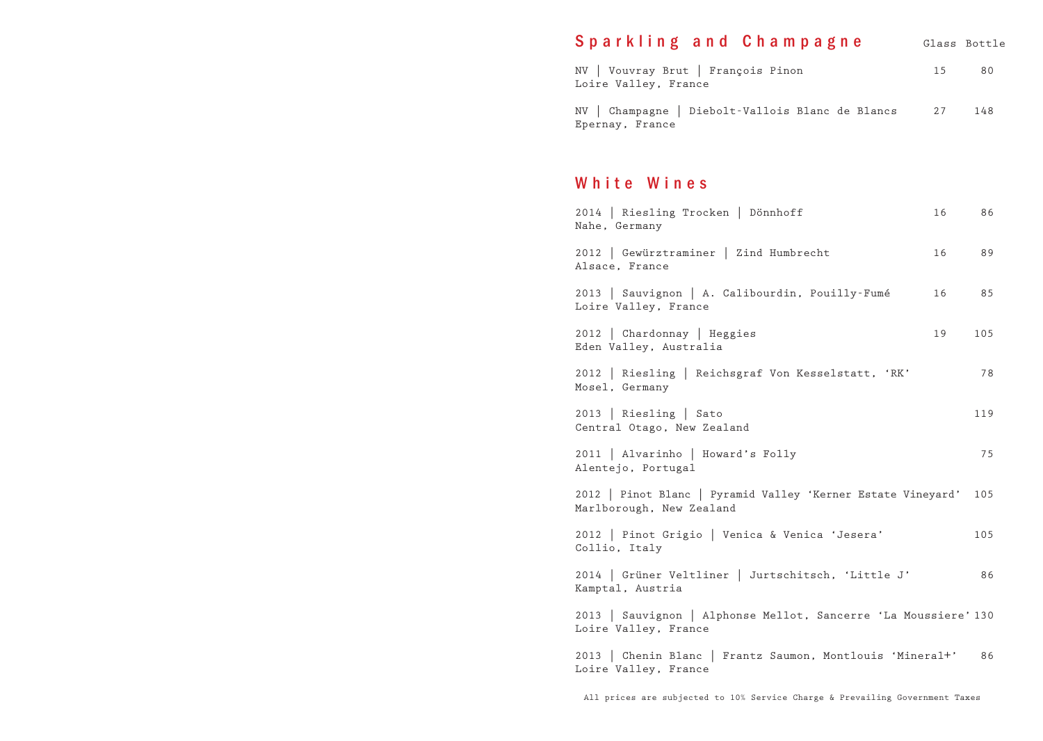## Sparkling and Champagne

| Wine | Glass | Bottle |
|---|---|---|
| NV \| Vouvray Brut \| François Pinon<br>Loire Valley, France | 15 | 80 |
| NV \| Champagne \| Diebolt-Vallois Blanc de Blancs<br>Epernay, France | 27 | 148 |

## White Wines

| Wine | Glass | Bottle |
|---|---|---|
| 2014 \| Riesling Trocken \| Dönnhoff<br>Nahe, Germany | 16 | 86 |
| 2012 \| Gewürztraminer \| Zind Humbrecht<br>Alsace, France | 16 | 89 |
| 2013 \| Sauvignon \| A. Calibourdin, Pouilly-Fumé<br>Loire Valley, France | 16 | 85 |
| 2012 \| Chardonnay \| Heggies<br>Eden Valley, Australia | 19 | 105 |
| 2012 \| Riesling \| Reichsgraf Von Kesselstatt, 'RK'<br>Mosel, Germany | | 78 |
| 2013 \| Riesling \| Sato<br>Central Otago, New Zealand | | 119 |
| 2011 \| Alvarinho \| Howard's Folly<br>Alentejo, Portugal | | 75 |
| 2012 \| Pinot Blanc \| Pyramid Valley 'Kerner Estate Vineyard'<br>Marlborough, New Zealand | | 105 |
| 2012 \| Pinot Grigio \| Venica & Venica 'Jesera'<br>Collio, Italy | | 105 |
| 2014 \| Grüner Veltliner \| Jurtschitsch, 'Little J'<br>Kamptal, Austria | | 86 |
| 2013 \| Sauvignon \| Alphonse Mellot, Sancerre 'La Moussiere'<br>Loire Valley, France | | 130 |
| 2013 \| Chenin Blanc \| Frantz Saumon, Montlouis 'Mineral+'<br>Loire Valley, France | | 86 |

All prices are subjected to 10% Service Charge & Prevailing Government Taxes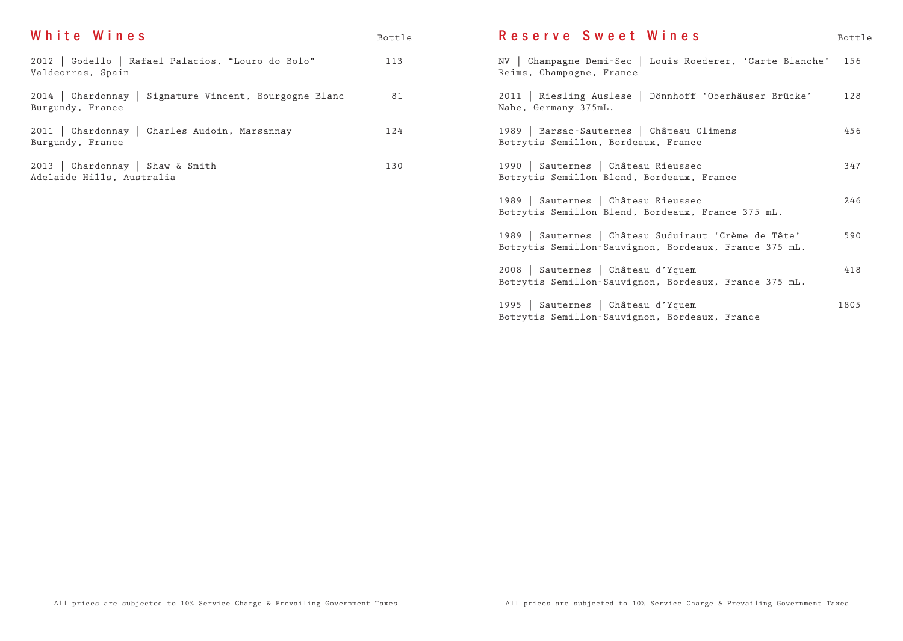## White Wines

| | Bottle |
|---|---|
| 2012 \| Godello \| Rafael Palacios, "Louro do Bolo"<br>Valdeorras, Spain | 113 |
| 2014 \| Chardonnay \| Signature Vincent, Bourgogne Blanc<br>Burgundy, France | 81 |
| 2011 \| Chardonnay \| Charles Audoin, Marsannay<br>Burgundy, France | 124 |
| 2013 \| Chardonnay \| Shaw & Smith<br>Adelaide Hills, Australia | 130 |

All prices are subjected to 10% Service Charge & Prevailing Government Taxes

## Reserve Sweet Wines

| | Bottle |
|---|---|
| NV \| Champagne Demi-Sec \| Louis Roederer, 'Carte Blanche'<br>Reims, Champagne, France | 156 |
| 2011 \| Riesling Auslese \| Dönnhoff 'Oberhäuser Brücke'<br>Nahe, Germany 375mL. | 128 |
| 1989 \| Barsac-Sauternes \| Château Climens<br>Botrytis Semillon, Bordeaux, France | 456 |
| 1990 \| Sauternes \| Château Rieussec<br>Botrytis Semillon Blend, Bordeaux, France | 347 |
| 1989 \| Sauternes \| Château Rieussec<br>Botrytis Semillon Blend, Bordeaux, France 375 mL. | 246 |
| 1989 \| Sauternes \| Château Suduiraut 'Crème de Tête'<br>Botrytis Semillon-Sauvignon, Bordeaux, France 375 mL. | 590 |
| 2008 \| Sauternes \| Château d'Yquem<br>Botrytis Semillon-Sauvignon, Bordeaux, France 375 mL. | 418 |
| 1995 \| Sauternes \| Château d'Yquem<br>Botrytis Semillon-Sauvignon, Bordeaux, France | 1805 |

All prices are subjected to 10% Service Charge & Prevailing Government Taxes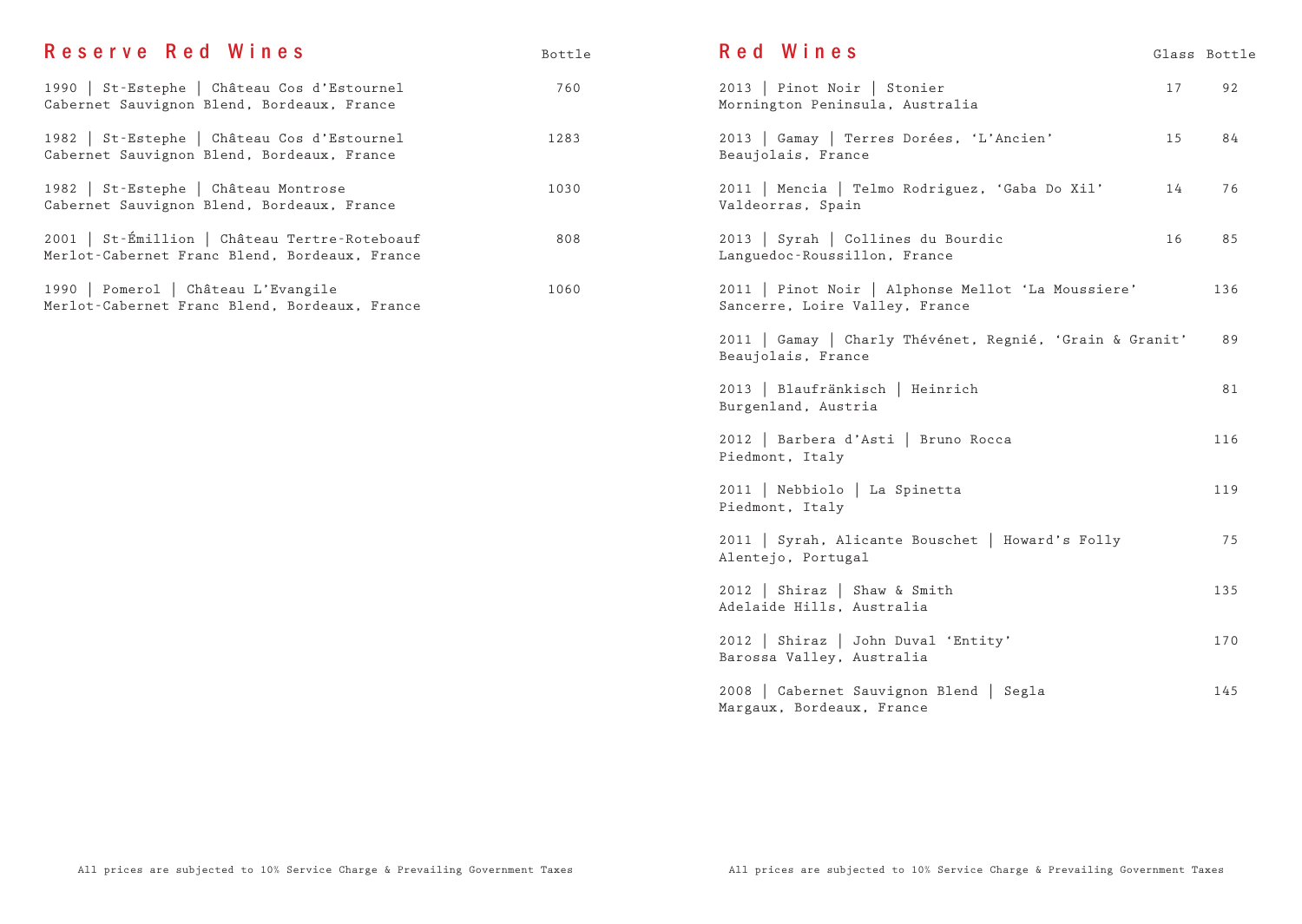## Reserve Red Wines

| Wine | Bottle |
|---|---|
| 1990 \| St-Estephe \| Château Cos d'Estournel<br>Cabernet Sauvignon Blend, Bordeaux, France | 760 |
| 1982 \| St-Estephe \| Château Cos d'Estournel<br>Cabernet Sauvignon Blend, Bordeaux, France | 1283 |
| 1982 \| St-Estephe \| Château Montrose<br>Cabernet Sauvignon Blend, Bordeaux, France | 1030 |
| 2001 \| St-Émillion \| Château Tertre-Roteboauf<br>Merlot-Cabernet Franc Blend, Bordeaux, France | 808 |
| 1990 \| Pomerol \| Château L'Evangile<br>Merlot-Cabernet Franc Blend, Bordeaux, France | 1060 |

All prices are subjected to 10% Service Charge & Prevailing Government Taxes

## Red Wines

| Wine | Glass | Bottle |
|---|---|---|
| 2013 \| Pinot Noir \| Stonier<br>Mornington Peninsula, Australia | 17 | 92 |
| 2013 \| Gamay \| Terres Dorées, 'L'Ancien'<br>Beaujolais, France | 15 | 84 |
| 2011 \| Mencia \| Telmo Rodriguez, 'Gaba Do Xil'<br>Valdeorras, Spain | 14 | 76 |
| 2013 \| Syrah \| Collines du Bourdic<br>Languedoc-Roussillon, France | 16 | 85 |
| 2011 \| Pinot Noir \| Alphonse Mellot 'La Moussiere'<br>Sancerre, Loire Valley, France | | 136 |
| 2011 \| Gamay \| Charly Thévénet, Regnié, 'Grain & Granit'<br>Beaujolais, France | | 89 |
| 2013 \| Blaufränkisch \| Heinrich<br>Burgenland, Austria | | 81 |
| 2012 \| Barbera d'Asti \| Bruno Rocca<br>Piedmont, Italy | | 116 |
| 2011 \| Nebbiolo \| La Spinetta<br>Piedmont, Italy | | 119 |
| 2011 \| Syrah, Alicante Bouschet \| Howard's Folly<br>Alentejo, Portugal | | 75 |
| 2012 \| Shiraz \| Shaw & Smith<br>Adelaide Hills, Australia | | 135 |
| 2012 \| Shiraz \| John Duval 'Entity'<br>Barossa Valley, Australia | | 170 |
| 2008 \| Cabernet Sauvignon Blend \| Segla<br>Margaux, Bordeaux, France | | 145 |

All prices are subjected to 10% Service Charge & Prevailing Government Taxes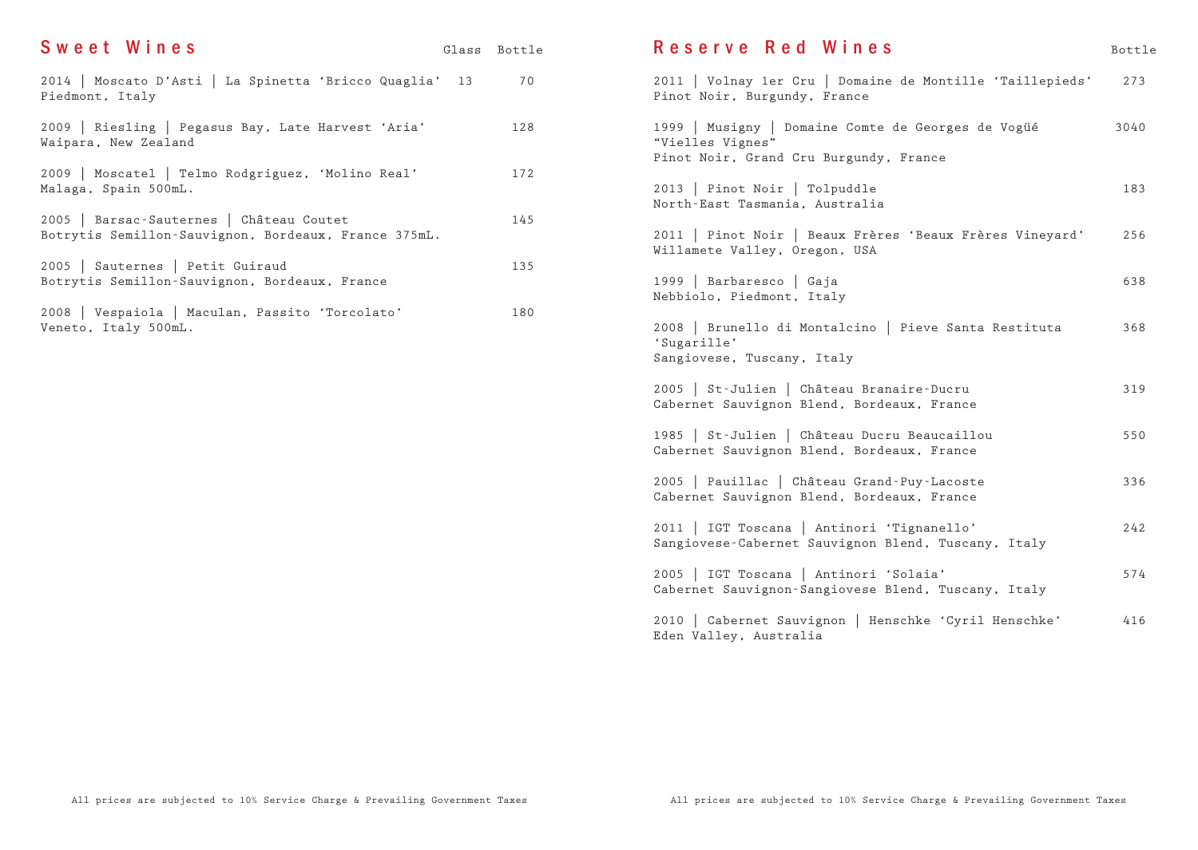## Sweet Wines

| Wine | Glass | Bottle |
|---|---|---|
| 2014 \| Moscato D'Asti \| La Spinetta 'Bricco Quaglia' Piedmont, Italy | 13 | 70 |
| 2009 \| Riesling \| Pegasus Bay, Late Harvest 'Aria' Waipara, New Zealand | | 128 |
| 2009 \| Moscatel \| Telmo Rodgriguez, 'Molino Real' Malaga, Spain 500mL. | | 172 |
| 2005 \| Barsac-Sauternes \| Château Coutet Botrytis Semillon-Sauvignon, Bordeaux, France 375mL. | | 145 |
| 2005 \| Sauternes \| Petit Guiraud Botrytis Semillon-Sauvignon, Bordeaux, France | | 135 |
| 2008 \| Vespaiola \| Maculan, Passito 'Torcolato' Veneto, Italy 500mL. | | 180 |

All prices are subjected to 10% Service Charge & Prevailing Government Taxes

## Reserve Red Wines

| Wine | Bottle |
|---|---|
| 2011 \| Volnay 1er Cru \| Domaine de Montille 'Taillepieds' Pinot Noir, Burgundy, France | 273 |
| 1999 \| Musigny \| Domaine Comte de Georges de Vogüé "Vielles Vignes" Pinot Noir, Grand Cru Burgundy, France | 3040 |
| 2013 \| Pinot Noir \| Tolpuddle North-East Tasmania, Australia | 183 |
| 2011 \| Pinot Noir \| Beaux Frères 'Beaux Frères Vineyard' Willamete Valley, Oregon, USA | 256 |
| 1999 \| Barbaresco \| Gaja Nebbiolo, Piedmont, Italy | 638 |
| 2008 \| Brunello di Montalcino \| Pieve Santa Restituta 'Sugarille' Sangiovese, Tuscany, Italy | 368 |
| 2005 \| St-Julien \| Château Branaire-Ducru Cabernet Sauvignon Blend, Bordeaux, France | 319 |
| 1985 \| St-Julien \| Château Ducru Beaucaillou Cabernet Sauvignon Blend, Bordeaux, France | 550 |
| 2005 \| Pauillac \| Château Grand-Puy-Lacoste Cabernet Sauvignon Blend, Bordeaux, France | 336 |
| 2011 \| IGT Toscana \| Antinori 'Tignanello' Sangiovese-Cabernet Sauvignon Blend, Tuscany, Italy | 242 |
| 2005 \| IGT Toscana \| Antinori 'Solaia' Cabernet Sauvignon-Sangiovese Blend, Tuscany, Italy | 574 |
| 2010 \| Cabernet Sauvignon \| Henschke 'Cyril Henschke' Eden Valley, Australia | 416 |

All prices are subjected to 10% Service Charge & Prevailing Government Taxes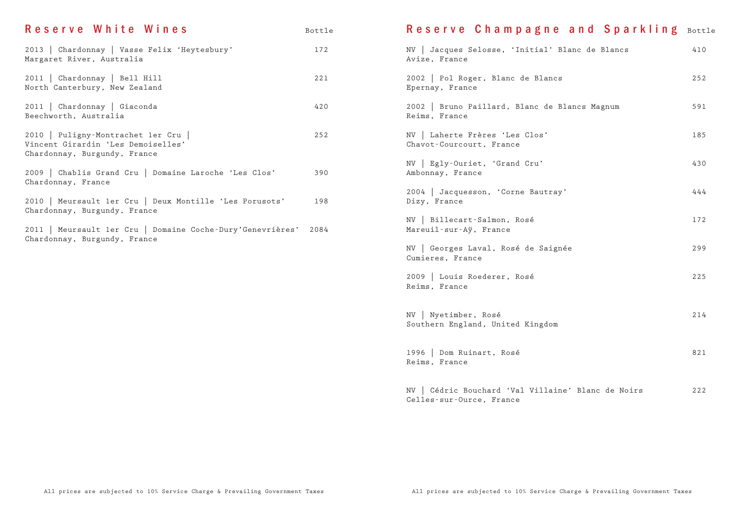## Reserve White Wines

| Wine | Bottle |
|---|---|
| 2013 \| Chardonnay \| Vasse Felix 'Heytesbury'<br>Margaret River, Australia | 172 |
| 2011 \| Chardonnay \| Bell Hill<br>North Canterbury, New Zealand | 221 |
| 2011 \| Chardonnay \| Giaconda<br>Beechworth, Australia | 420 |
| 2010 \| Puligny-Montrachet 1er Cru \|<br>Vincent Girardin 'Les Demoiselles'<br>Chardonnay, Burgundy, France | 252 |
| 2009 \| Chablis Grand Cru \| Domaine Laroche 'Les Clos'<br>Chardonnay, France | 390 |
| 2010 \| Meursault 1er Cru \| Deux Montille 'Les Porusots'<br>Chardonnay, Burgundy, France | 198 |
| 2011 \| Meursault 1er Cru \| Domaine Coche-Dury'Genevrières'<br>Chardonnay, Burgundy, France | 2084 |

All prices are subjected to 10% Service Charge & Prevailing Government Taxes

## Reserve Champagne and Sparkling

| Wine | Bottle |
|---|---|
| NV \| Jacques Selosse, 'Initial' Blanc de Blancs<br>Avize, France | 410 |
| 2002 \| Pol Roger, Blanc de Blancs<br>Epernay, France | 252 |
| 2002 \| Bruno Paillard, Blanc de Blancs Magnum<br>Reims, France | 591 |
| NV \| Laherte Frères 'Les Clos'<br>Chavot-Courcourt, France | 185 |
| NV \| Egly-Ouriet, 'Grand Cru'<br>Ambonnay, France | 430 |
| 2004 \| Jacquesson, 'Corne Bautray'<br>Dizy, France | 444 |
| NV \| Billecart-Salmon, Rosé<br>Mareuil-sur-Aÿ, France | 172 |
| NV \| Georges Laval, Rosé de Saignée<br>Cumieres, France | 299 |
| 2009 \| Louis Roederer, Rosé<br>Reims, France | 225 |
| NV \| Nyetimber, Rosé<br>Southern England, United Kingdom | 214 |
| 1996 \| Dom Ruinart, Rosé<br>Reims, France | 821 |
| NV \| Cédric Bouchard 'Val Villaine' Blanc de Noirs<br>Celles-sur-Ource, France | 222 |

All prices are subjected to 10% Service Charge & Prevailing Government Taxes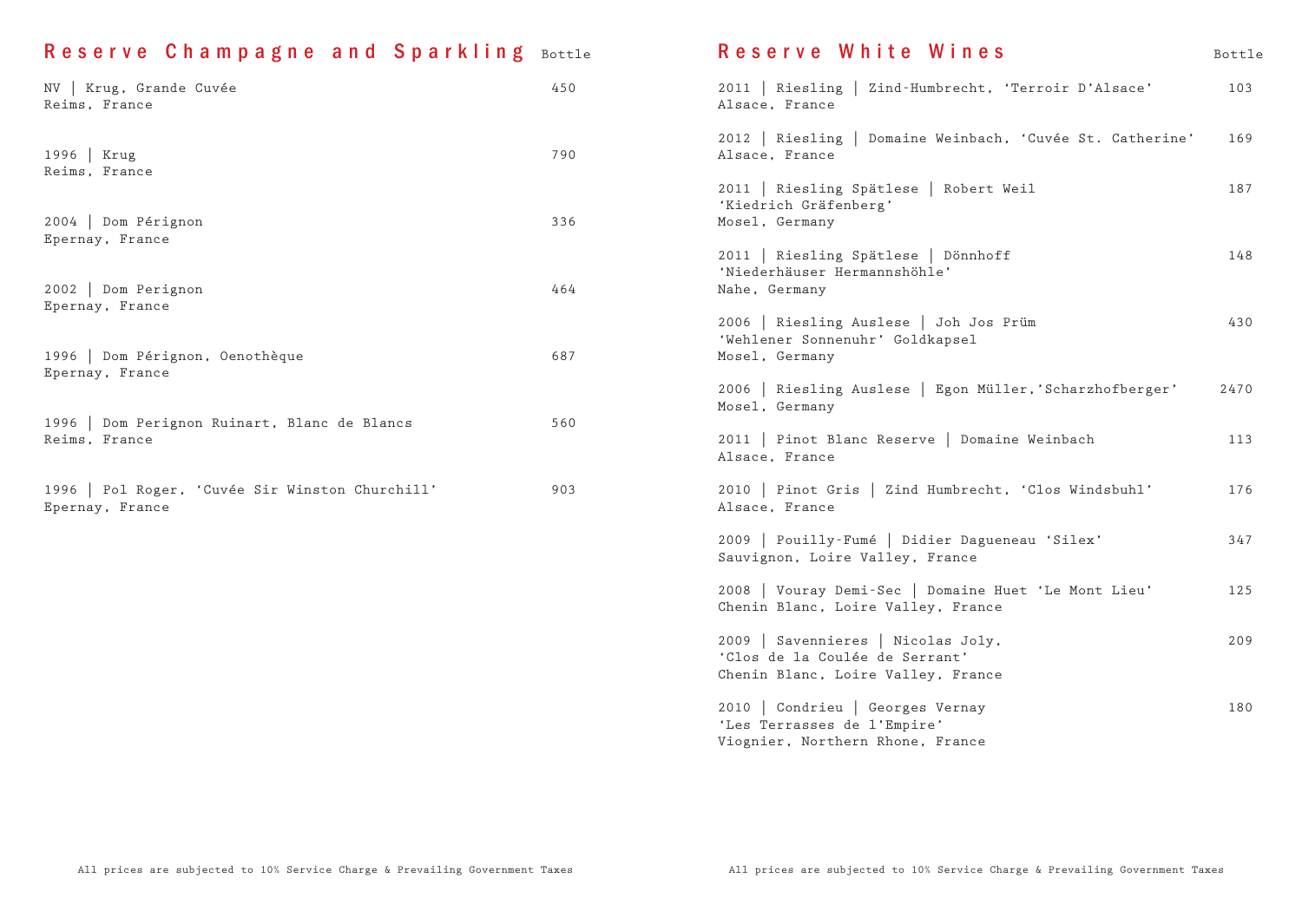## Reserve Champagne and Sparkling

| | Bottle |
|---|---|
| NV \| Krug, Grande Cuvée<br>Reims, France | 450 |
| 1996 \| Krug<br>Reims, France | 790 |
| 2004 \| Dom Pérignon<br>Epernay, France | 336 |
| 2002 \| Dom Perignon<br>Epernay, France | 464 |
| 1996 \| Dom Pérignon, Oenothèque<br>Epernay, France | 687 |
| 1996 \| Dom Perignon Ruinart, Blanc de Blancs<br>Reims, France | 560 |
| 1996 \| Pol Roger, 'Cuvée Sir Winston Churchill'<br>Epernay, France | 903 |

All prices are subjected to 10% Service Charge & Prevailing Government Taxes

## Reserve White Wines

| | Bottle |
|---|---|
| 2011 \| Riesling \| Zind-Humbrecht, 'Terroir D'Alsace'<br>Alsace, France | 103 |
| 2012 \| Riesling \| Domaine Weinbach, 'Cuvée St. Catherine'<br>Alsace, France | 169 |
| 2011 \| Riesling Spätlese \| Robert Weil<br>'Kiedrich Gräfenberg'<br>Mosel, Germany | 187 |
| 2011 \| Riesling Spätlese \| Dönnhoff<br>'Niederhäuser Hermannshöhle'<br>Nahe, Germany | 148 |
| 2006 \| Riesling Auslese \| Joh Jos Prüm<br>'Wehlener Sonnenuhr' Goldkapsel<br>Mosel, Germany | 430 |
| 2006 \| Riesling Auslese \| Egon Müller,'Scharzhofberger'<br>Mosel, Germany | 2470 |
| 2011 \| Pinot Blanc Reserve \| Domaine Weinbach<br>Alsace, France | 113 |
| 2010 \| Pinot Gris \| Zind Humbrecht, 'Clos Windsbuhl'<br>Alsace, France | 176 |
| 2009 \| Pouilly-Fumé \| Didier Dagueneau 'Silex'<br>Sauvignon, Loire Valley, France | 347 |
| 2008 \| Vouray Demi-Sec \| Domaine Huet 'Le Mont Lieu'<br>Chenin Blanc, Loire Valley, France | 125 |
| 2009 \| Savennieres \| Nicolas Joly,<br>'Clos de la Coulée de Serrant'<br>Chenin Blanc, Loire Valley, France | 209 |
| 2010 \| Condrieu \| Georges Vernay<br>'Les Terrasses de l'Empire'<br>Viognier, Northern Rhone, France | 180 |

All prices are subjected to 10% Service Charge & Prevailing Government Taxes